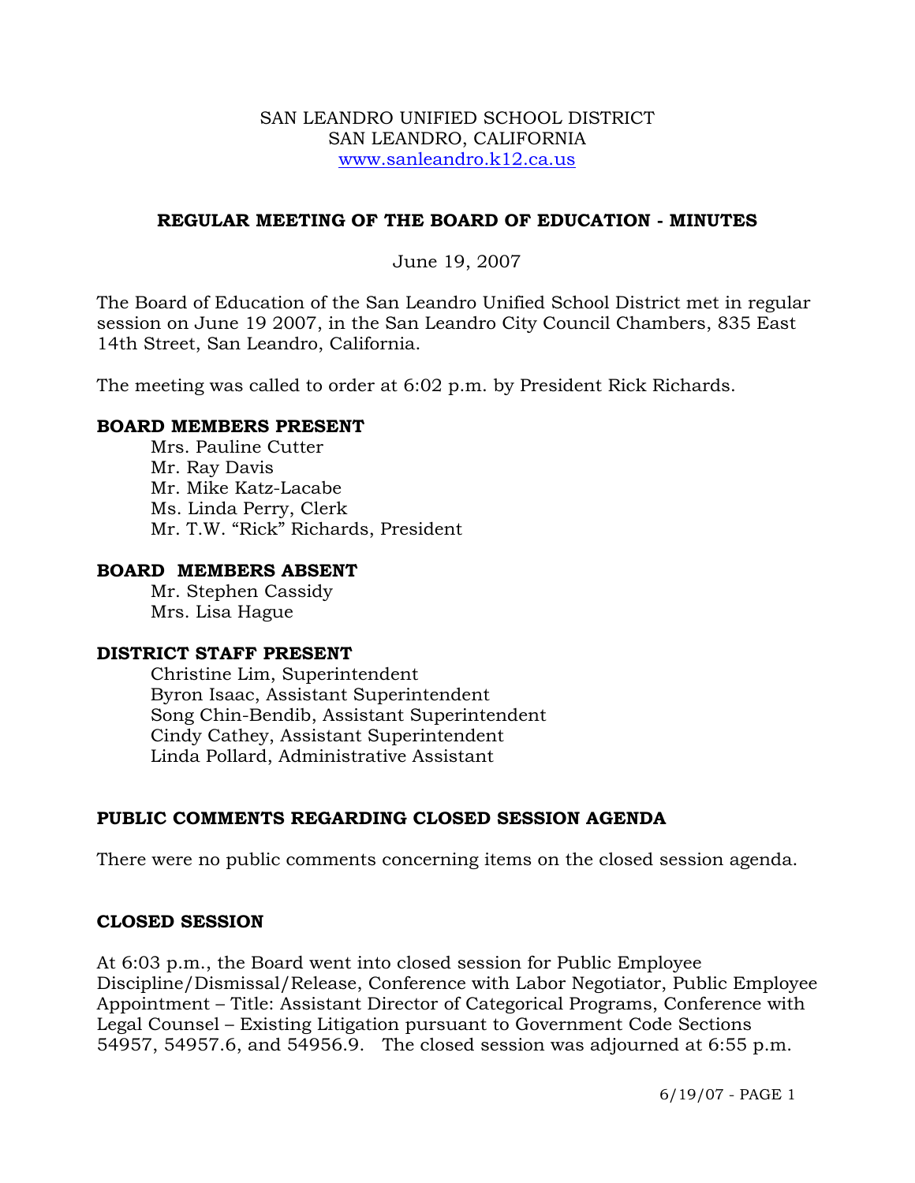SAN LEANDRO UNIFIED SCHOOL DISTRICT
SAN LEANDRO, CALIFORNIA
www.sanleandro.k12.ca.us

## REGULAR MEETING OF THE BOARD OF EDUCATION - MINUTES

June 19, 2007

The Board of Education of the San Leandro Unified School District met in regular session on June 19 2007, in the San Leandro City Council Chambers, 835 East 14th Street, San Leandro, California.

The meeting was called to order at 6:02 p.m. by President Rick Richards.

**BOARD MEMBERS PRESENT**

Mrs. Pauline Cutter
Mr. Ray Davis
Mr. Mike Katz-Lacabe
Ms. Linda Perry, Clerk
Mr. T.W. "Rick" Richards, President

**BOARD MEMBERS ABSENT**

Mr. Stephen Cassidy
Mrs. Lisa Hague

**DISTRICT STAFF PRESENT**

Christine Lim, Superintendent
Byron Isaac, Assistant Superintendent
Song Chin-Bendib, Assistant Superintendent
Cindy Cathey, Assistant Superintendent
Linda Pollard, Administrative Assistant

**PUBLIC COMMENTS REGARDING CLOSED SESSION AGENDA**

There were no public comments concerning items on the closed session agenda.

**CLOSED SESSION**

At 6:03 p.m., the Board went into closed session for Public Employee Discipline/Dismissal/Release, Conference with Labor Negotiator, Public Employee Appointment – Title: Assistant Director of Categorical Programs, Conference with Legal Counsel – Existing Litigation pursuant to Government Code Sections 54957, 54957.6, and 54956.9. The closed session was adjourned at 6:55 p.m.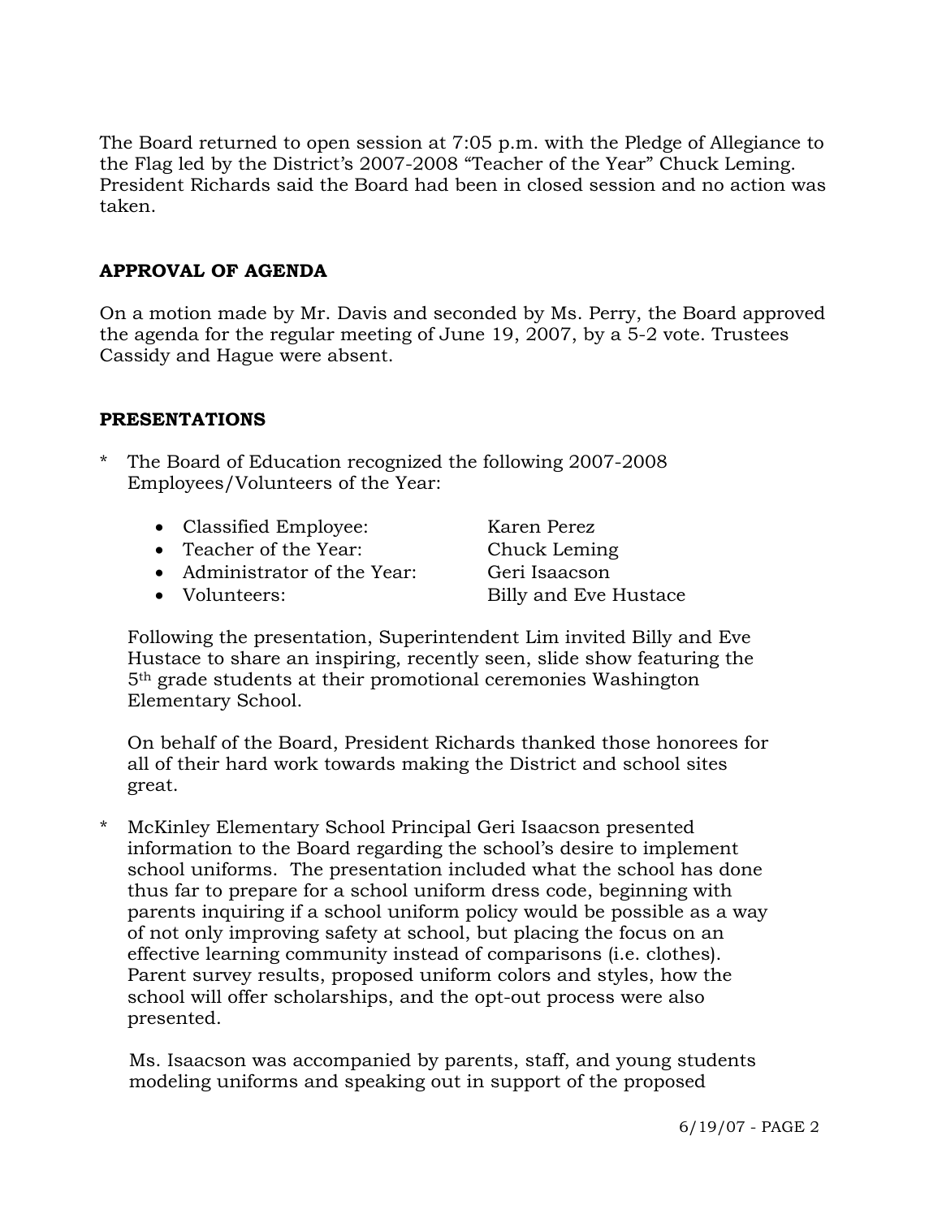The Board returned to open session at 7:05 p.m. with the Pledge of Allegiance to the Flag led by the District's 2007-2008 "Teacher of the Year" Chuck Leming. President Richards said the Board had been in closed session and no action was taken.

## APPROVAL OF AGENDA

On a motion made by Mr. Davis and seconded by Ms. Perry, the Board approved the agenda for the regular meeting of June 19, 2007, by a 5-2 vote. Trustees Cassidy and Hague were absent.

## PRESENTATIONS

\* The Board of Education recognized the following 2007-2008 Employees/Volunteers of the Year:

- Classified Employee: Karen Perez
- Teacher of the Year: Chuck Leming
- Administrator of the Year: Geri Isaacson
- Volunteers: Billy and Eve Hustace

Following the presentation, Superintendent Lim invited Billy and Eve Hustace to share an inspiring, recently seen, slide show featuring the 5th grade students at their promotional ceremonies Washington Elementary School.

On behalf of the Board, President Richards thanked those honorees for all of their hard work towards making the District and school sites great.

\* McKinley Elementary School Principal Geri Isaacson presented information to the Board regarding the school's desire to implement school uniforms. The presentation included what the school has done thus far to prepare for a school uniform dress code, beginning with parents inquiring if a school uniform policy would be possible as a way of not only improving safety at school, but placing the focus on an effective learning community instead of comparisons (i.e. clothes). Parent survey results, proposed uniform colors and styles, how the school will offer scholarships, and the opt-out process were also presented.

Ms. Isaacson was accompanied by parents, staff, and young students modeling uniforms and speaking out in support of the proposed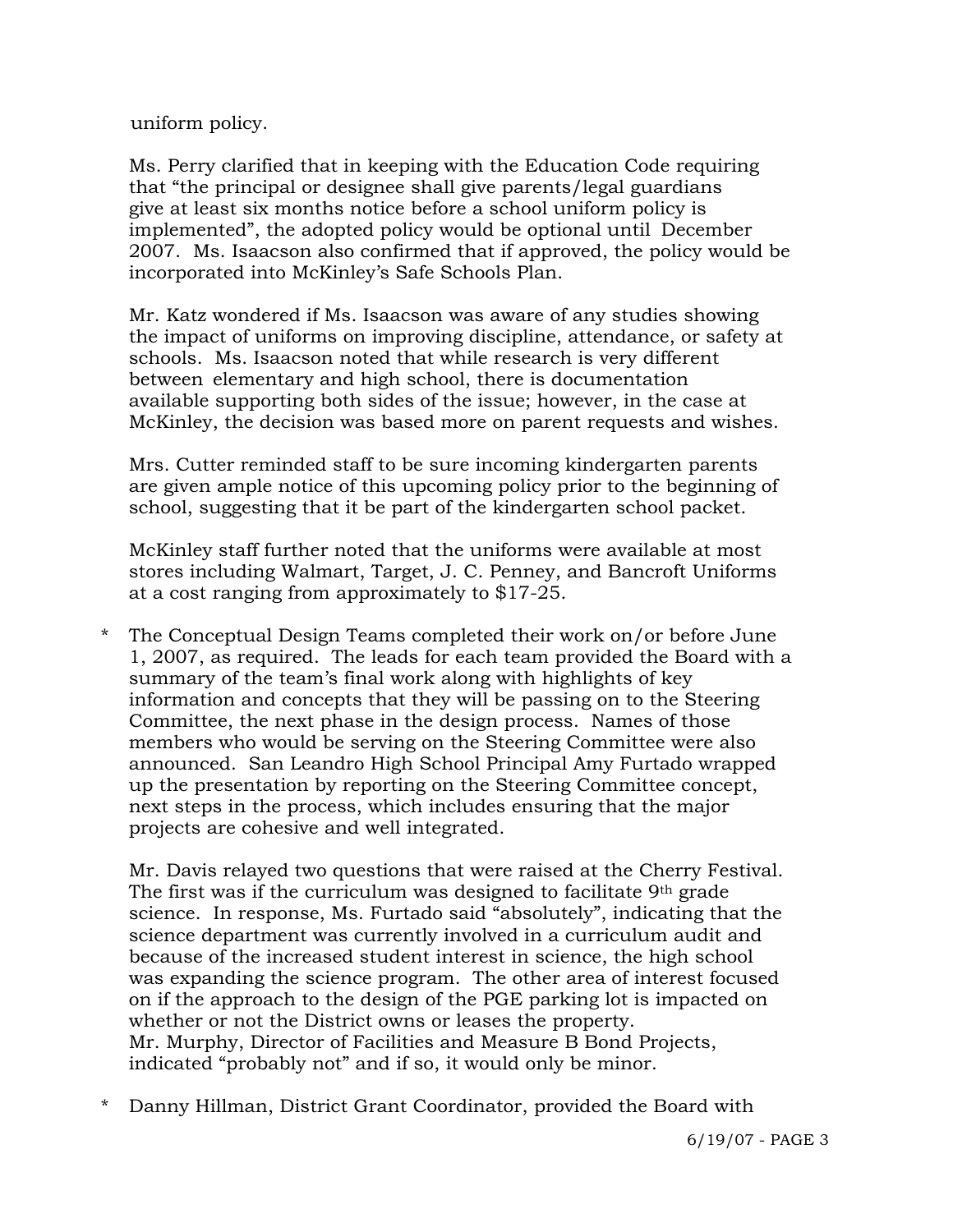uniform policy.

Ms. Perry clarified that in keeping with the Education Code requiring that "the principal or designee shall give parents/legal guardians give at least six months notice before a school uniform policy is implemented", the adopted policy would be optional until December 2007. Ms. Isaacson also confirmed that if approved, the policy would be incorporated into McKinley's Safe Schools Plan.

Mr. Katz wondered if Ms. Isaacson was aware of any studies showing the impact of uniforms on improving discipline, attendance, or safety at schools. Ms. Isaacson noted that while research is very different between elementary and high school, there is documentation available supporting both sides of the issue; however, in the case at McKinley, the decision was based more on parent requests and wishes.

Mrs. Cutter reminded staff to be sure incoming kindergarten parents are given ample notice of this upcoming policy prior to the beginning of school, suggesting that it be part of the kindergarten school packet.

McKinley staff further noted that the uniforms were available at most stores including Walmart, Target, J. C. Penney, and Bancroft Uniforms at a cost ranging from approximately to $17-25.

* The Conceptual Design Teams completed their work on/or before June 1, 2007, as required. The leads for each team provided the Board with a summary of the team's final work along with highlights of key information and concepts that they will be passing on to the Steering Committee, the next phase in the design process. Names of those members who would be serving on the Steering Committee were also announced. San Leandro High School Principal Amy Furtado wrapped up the presentation by reporting on the Steering Committee concept, next steps in the process, which includes ensuring that the major projects are cohesive and well integrated.

  Mr. Davis relayed two questions that were raised at the Cherry Festival. The first was if the curriculum was designed to facilitate 9th grade science. In response, Ms. Furtado said "absolutely", indicating that the science department was currently involved in a curriculum audit and because of the increased student interest in science, the high school was expanding the science program. The other area of interest focused on if the approach to the design of the PGE parking lot is impacted on whether or not the District owns or leases the property. Mr. Murphy, Director of Facilities and Measure B Bond Projects, indicated "probably not" and if so, it would only be minor.

* Danny Hillman, District Grant Coordinator, provided the Board with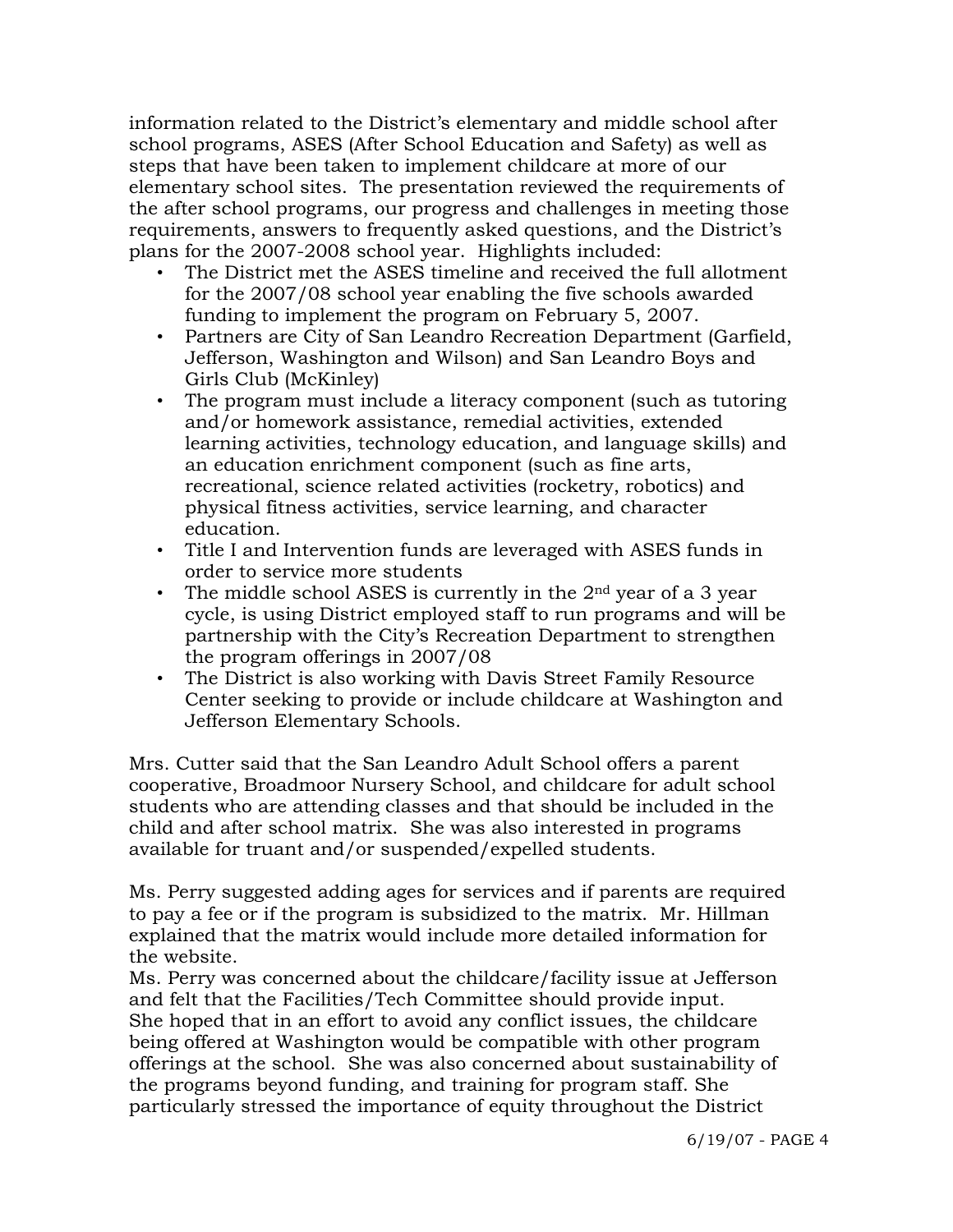information related to the District's elementary and middle school after school programs, ASES (After School Education and Safety) as well as steps that have been taken to implement childcare at more of our elementary school sites. The presentation reviewed the requirements of the after school programs, our progress and challenges in meeting those requirements, answers to frequently asked questions, and the District's plans for the 2007-2008 school year. Highlights included:

- The District met the ASES timeline and received the full allotment for the 2007/08 school year enabling the five schools awarded funding to implement the program on February 5, 2007.
- Partners are City of San Leandro Recreation Department (Garfield, Jefferson, Washington and Wilson) and San Leandro Boys and Girls Club (McKinley)
- The program must include a literacy component (such as tutoring and/or homework assistance, remedial activities, extended learning activities, technology education, and language skills) and an education enrichment component (such as fine arts, recreational, science related activities (rocketry, robotics) and physical fitness activities, service learning, and character education.
- Title I and Intervention funds are leveraged with ASES funds in order to service more students
- The middle school ASES is currently in the 2nd year of a 3 year cycle, is using District employed staff to run programs and will be partnership with the City's Recreation Department to strengthen the program offerings in 2007/08
- The District is also working with Davis Street Family Resource Center seeking to provide or include childcare at Washington and Jefferson Elementary Schools.

Mrs. Cutter said that the San Leandro Adult School offers a parent cooperative, Broadmoor Nursery School, and childcare for adult school students who are attending classes and that should be included in the child and after school matrix. She was also interested in programs available for truant and/or suspended/expelled students.

Ms. Perry suggested adding ages for services and if parents are required to pay a fee or if the program is subsidized to the matrix. Mr. Hillman explained that the matrix would include more detailed information for the website.

Ms. Perry was concerned about the childcare/facility issue at Jefferson and felt that the Facilities/Tech Committee should provide input. She hoped that in an effort to avoid any conflict issues, the childcare being offered at Washington would be compatible with other program offerings at the school. She was also concerned about sustainability of the programs beyond funding, and training for program staff. She particularly stressed the importance of equity throughout the District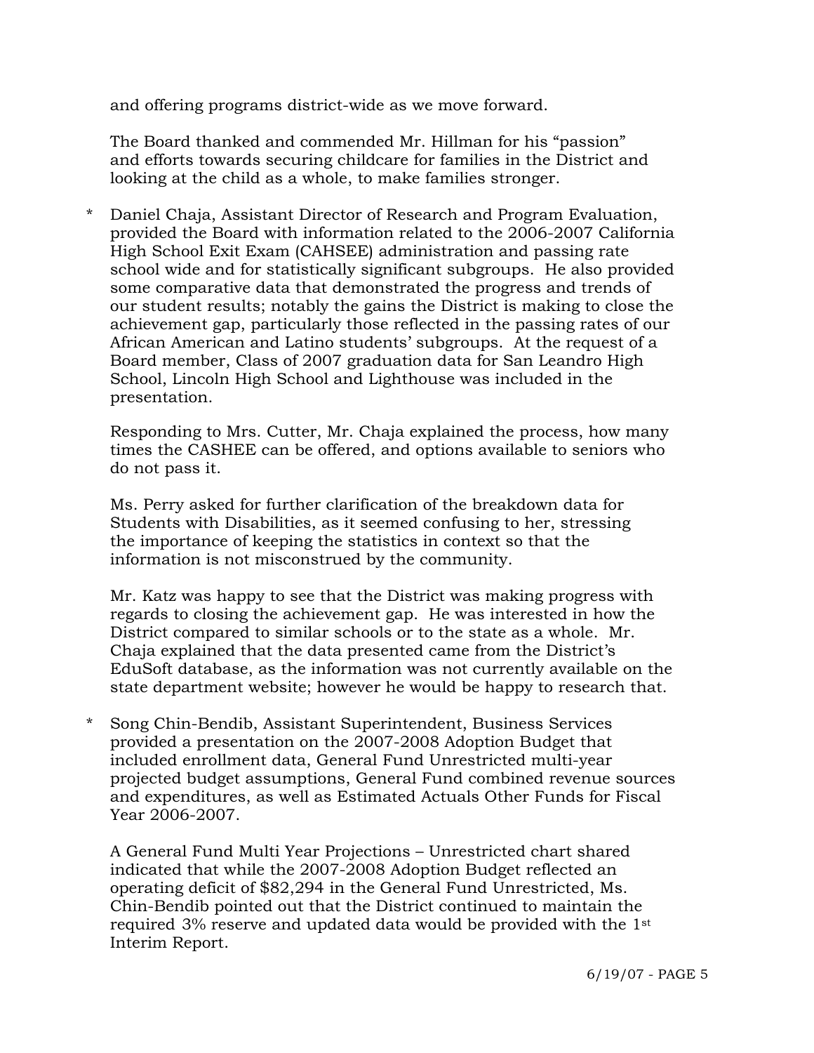and offering programs district-wide as we move forward.

The Board thanked and commended Mr. Hillman for his "passion" and efforts towards securing childcare for families in the District and looking at the child as a whole, to make families stronger.

* Daniel Chaja, Assistant Director of Research and Program Evaluation, provided the Board with information related to the 2006-2007 California High School Exit Exam (CAHSEE) administration and passing rate school wide and for statistically significant subgroups. He also provided some comparative data that demonstrated the progress and trends of our student results; notably the gains the District is making to close the achievement gap, particularly those reflected in the passing rates of our African American and Latino students' subgroups. At the request of a Board member, Class of 2007 graduation data for San Leandro High School, Lincoln High School and Lighthouse was included in the presentation.

  Responding to Mrs. Cutter, Mr. Chaja explained the process, how many times the CASHEE can be offered, and options available to seniors who do not pass it.

  Ms. Perry asked for further clarification of the breakdown data for Students with Disabilities, as it seemed confusing to her, stressing the importance of keeping the statistics in context so that the information is not misconstrued by the community.

  Mr. Katz was happy to see that the District was making progress with regards to closing the achievement gap. He was interested in how the District compared to similar schools or to the state as a whole. Mr. Chaja explained that the data presented came from the District's EduSoft database, as the information was not currently available on the state department website; however he would be happy to research that.

* Song Chin-Bendib, Assistant Superintendent, Business Services provided a presentation on the 2007-2008 Adoption Budget that included enrollment data, General Fund Unrestricted multi-year projected budget assumptions, General Fund combined revenue sources and expenditures, as well as Estimated Actuals Other Funds for Fiscal Year 2006-2007.

  A General Fund Multi Year Projections – Unrestricted chart shared indicated that while the 2007-2008 Adoption Budget reflected an operating deficit of $82,294 in the General Fund Unrestricted, Ms. Chin-Bendib pointed out that the District continued to maintain the required 3% reserve and updated data would be provided with the 1st Interim Report.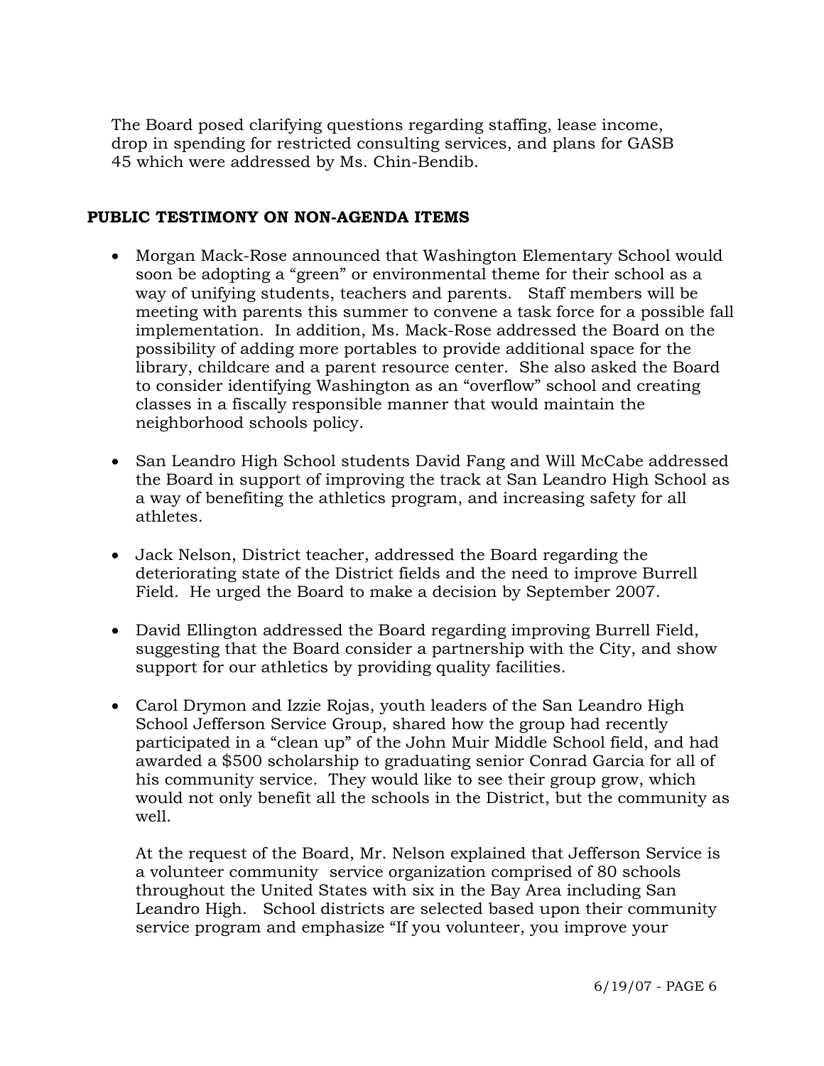The Board posed clarifying questions regarding staffing, lease income, drop in spending for restricted consulting services, and plans for GASB 45 which were addressed by Ms. Chin-Bendib.

**PUBLIC TESTIMONY ON NON-AGENDA ITEMS**

- Morgan Mack-Rose announced that Washington Elementary School would soon be adopting a "green" or environmental theme for their school as a way of unifying students, teachers and parents. Staff members will be meeting with parents this summer to convene a task force for a possible fall implementation. In addition, Ms. Mack-Rose addressed the Board on the possibility of adding more portables to provide additional space for the library, childcare and a parent resource center. She also asked the Board to consider identifying Washington as an "overflow" school and creating classes in a fiscally responsible manner that would maintain the neighborhood schools policy.

- San Leandro High School students David Fang and Will McCabe addressed the Board in support of improving the track at San Leandro High School as a way of benefiting the athletics program, and increasing safety for all athletes.

- Jack Nelson, District teacher, addressed the Board regarding the deteriorating state of the District fields and the need to improve Burrell Field. He urged the Board to make a decision by September 2007.

- David Ellington addressed the Board regarding improving Burrell Field, suggesting that the Board consider a partnership with the City, and show support for our athletics by providing quality facilities.

- Carol Drymon and Izzie Rojas, youth leaders of the San Leandro High School Jefferson Service Group, shared how the group had recently participated in a "clean up" of the John Muir Middle School field, and had awarded a $500 scholarship to graduating senior Conrad Garcia for all of his community service. They would like to see their group grow, which would not only benefit all the schools in the District, but the community as well.

  At the request of the Board, Mr. Nelson explained that Jefferson Service is a volunteer community service organization comprised of 80 schools throughout the United States with six in the Bay Area including San Leandro High. School districts are selected based upon their community service program and emphasize "If you volunteer, you improve your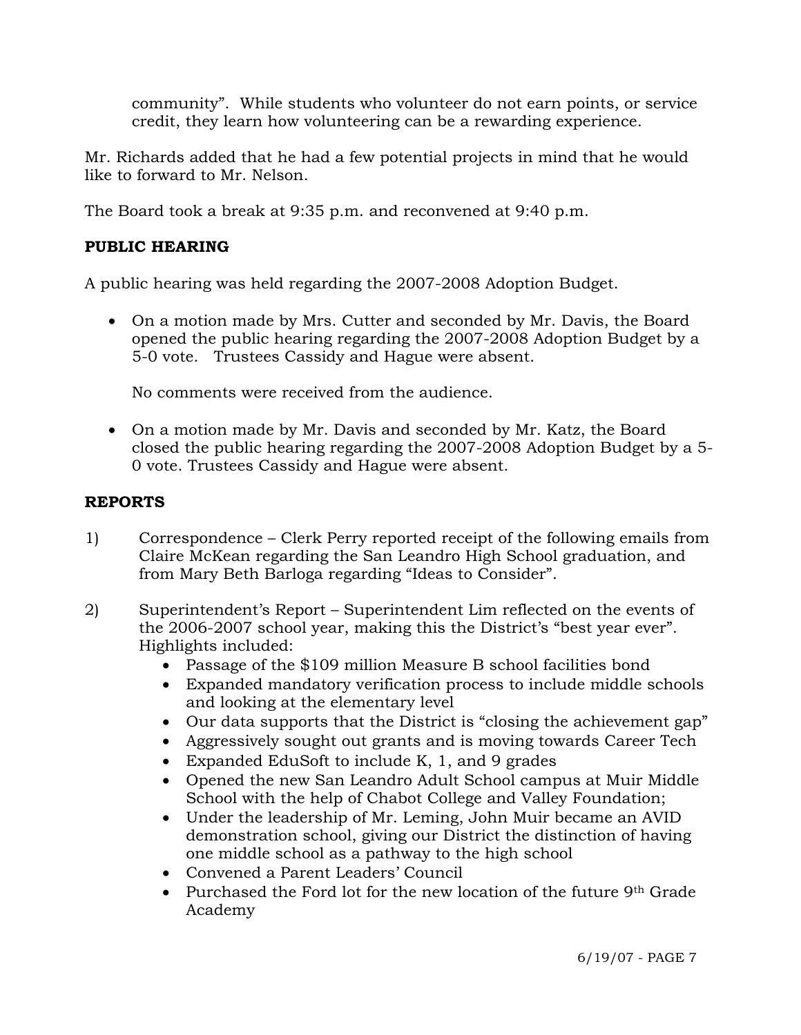community". While students who volunteer do not earn points, or service credit, they learn how volunteering can be a rewarding experience.

Mr. Richards added that he had a few potential projects in mind that he would like to forward to Mr. Nelson.

The Board took a break at 9:35 p.m. and reconvened at 9:40 p.m.

**PUBLIC HEARING**

A public hearing was held regarding the 2007-2008 Adoption Budget.

- On a motion made by Mrs. Cutter and seconded by Mr. Davis, the Board opened the public hearing regarding the 2007-2008 Adoption Budget by a 5-0 vote. Trustees Cassidy and Hague were absent.

  No comments were received from the audience.

- On a motion made by Mr. Davis and seconded by Mr. Katz, the Board closed the public hearing regarding the 2007-2008 Adoption Budget by a 5-0 vote. Trustees Cassidy and Hague were absent.

**REPORTS**

1) Correspondence – Clerk Perry reported receipt of the following emails from Claire McKean regarding the San Leandro High School graduation, and from Mary Beth Barloga regarding "Ideas to Consider".

2) Superintendent's Report – Superintendent Lim reflected on the events of the 2006-2007 school year, making this the District's "best year ever". Highlights included:
   - Passage of the $109 million Measure B school facilities bond
   - Expanded mandatory verification process to include middle schools and looking at the elementary level
   - Our data supports that the District is "closing the achievement gap"
   - Aggressively sought out grants and is moving towards Career Tech
   - Expanded EduSoft to include K, 1, and 9 grades
   - Opened the new San Leandro Adult School campus at Muir Middle School with the help of Chabot College and Valley Foundation;
   - Under the leadership of Mr. Leming, John Muir became an AVID demonstration school, giving our District the distinction of having one middle school as a pathway to the high school
   - Convened a Parent Leaders' Council
   - Purchased the Ford lot for the new location of the future 9th Grade Academy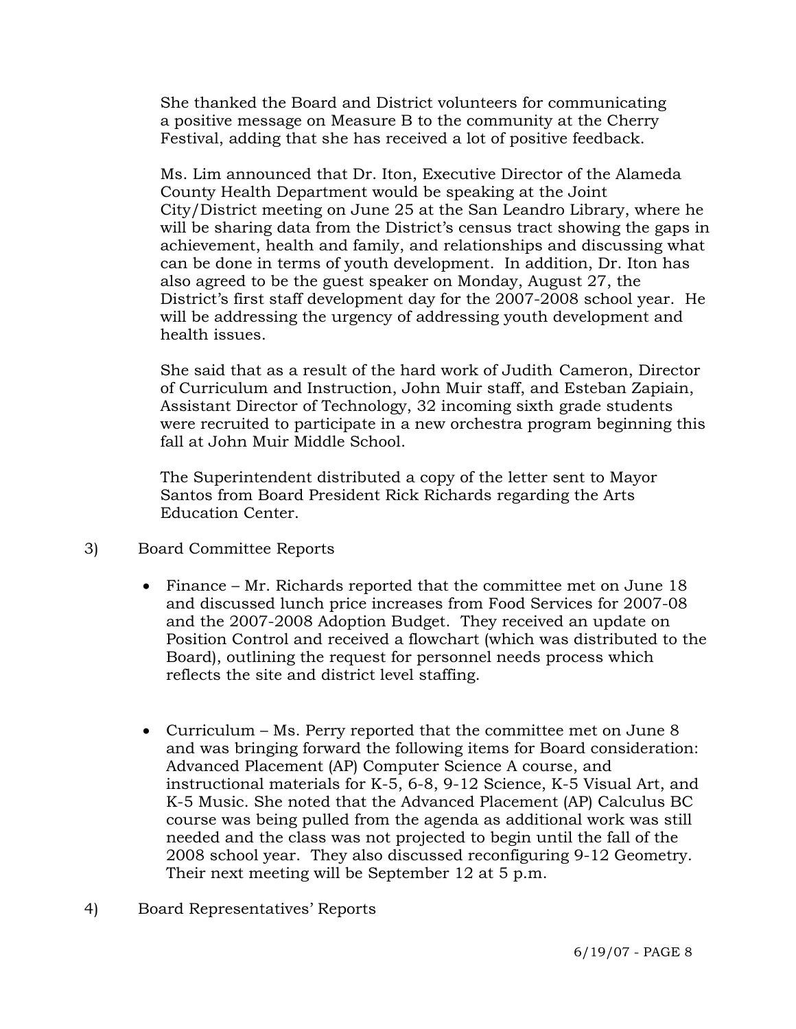She thanked the Board and District volunteers for communicating a positive message on Measure B to the community at the Cherry Festival, adding that she has received a lot of positive feedback.

Ms. Lim announced that Dr. Iton, Executive Director of the Alameda County Health Department would be speaking at the Joint City/District meeting on June 25 at the San Leandro Library, where he will be sharing data from the District's census tract showing the gaps in achievement, health and family, and relationships and discussing what can be done in terms of youth development. In addition, Dr. Iton has also agreed to be the guest speaker on Monday, August 27, the District's first staff development day for the 2007-2008 school year. He will be addressing the urgency of addressing youth development and health issues.

She said that as a result of the hard work of Judith Cameron, Director of Curriculum and Instruction, John Muir staff, and Esteban Zapiain, Assistant Director of Technology, 32 incoming sixth grade students were recruited to participate in a new orchestra program beginning this fall at John Muir Middle School.

The Superintendent distributed a copy of the letter sent to Mayor Santos from Board President Rick Richards regarding the Arts Education Center.

3) Board Committee Reports

- Finance – Mr. Richards reported that the committee met on June 18 and discussed lunch price increases from Food Services for 2007-08 and the 2007-2008 Adoption Budget. They received an update on Position Control and received a flowchart (which was distributed to the Board), outlining the request for personnel needs process which reflects the site and district level staffing.

- Curriculum – Ms. Perry reported that the committee met on June 8 and was bringing forward the following items for Board consideration: Advanced Placement (AP) Computer Science A course, and instructional materials for K-5, 6-8, 9-12 Science, K-5 Visual Art, and K-5 Music. She noted that the Advanced Placement (AP) Calculus BC course was being pulled from the agenda as additional work was still needed and the class was not projected to begin until the fall of the 2008 school year. They also discussed reconfiguring 9-12 Geometry. Their next meeting will be September 12 at 5 p.m.

4) Board Representatives' Reports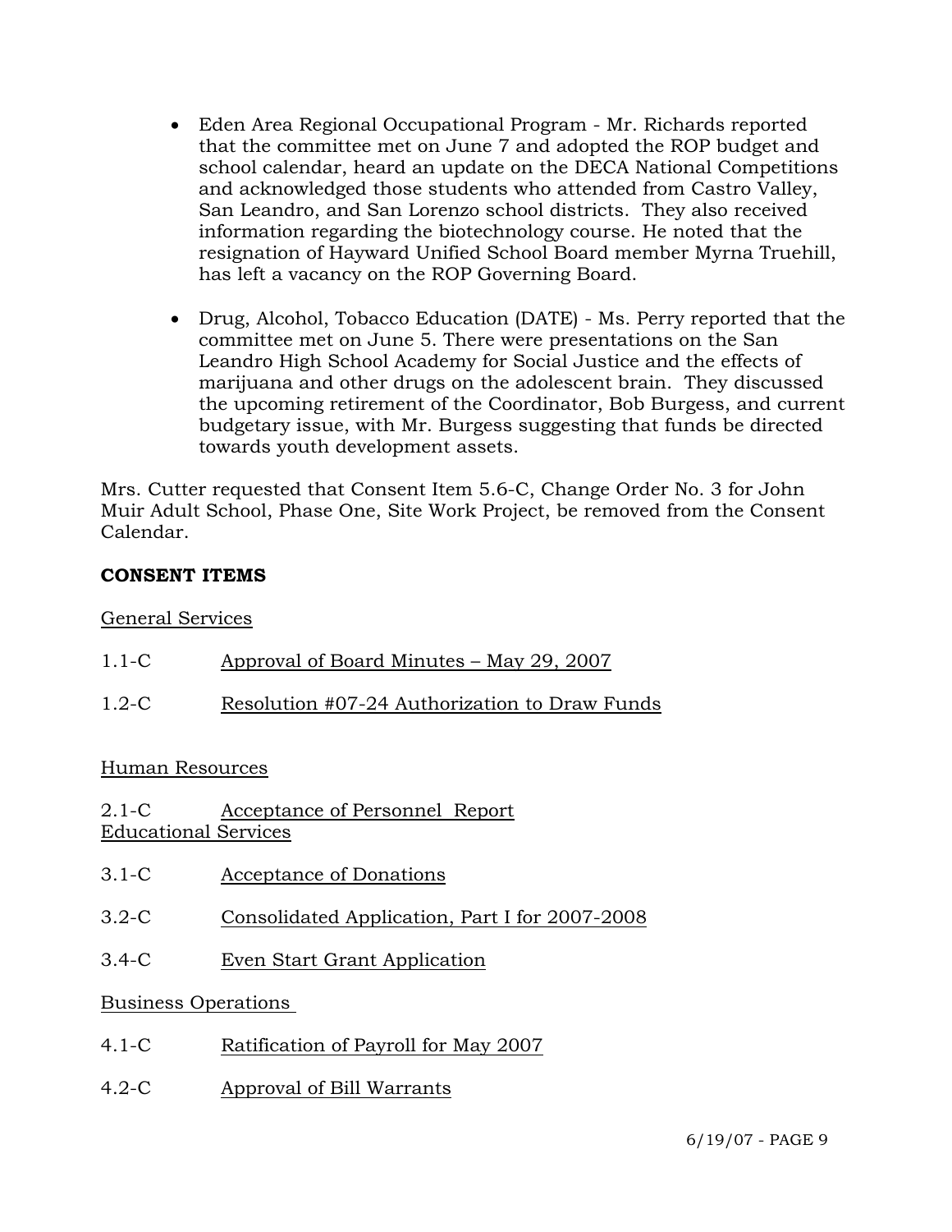- Eden Area Regional Occupational Program - Mr. Richards reported that the committee met on June 7 and adopted the ROP budget and school calendar, heard an update on the DECA National Competitions and acknowledged those students who attended from Castro Valley, San Leandro, and San Lorenzo school districts. They also received information regarding the biotechnology course. He noted that the resignation of Hayward Unified School Board member Myrna Truehill, has left a vacancy on the ROP Governing Board.

- Drug, Alcohol, Tobacco Education (DATE) - Ms. Perry reported that the committee met on June 5. There were presentations on the San Leandro High School Academy for Social Justice and the effects of marijuana and other drugs on the adolescent brain. They discussed the upcoming retirement of the Coordinator, Bob Burgess, and current budgetary issue, with Mr. Burgess suggesting that funds be directed towards youth development assets.

Mrs. Cutter requested that Consent Item 5.6-C, Change Order No. 3 for John Muir Adult School, Phase One, Site Work Project, be removed from the Consent Calendar.

**CONSENT ITEMS**

General Services

1.1-C Approval of Board Minutes – May 29, 2007

1.2-C Resolution #07-24 Authorization to Draw Funds

Human Resources

2.1-C Acceptance of Personnel Report

Educational Services

3.1-C Acceptance of Donations

3.2-C Consolidated Application, Part I for 2007-2008

3.4-C Even Start Grant Application

Business Operations

4.1-C Ratification of Payroll for May 2007

4.2-C Approval of Bill Warrants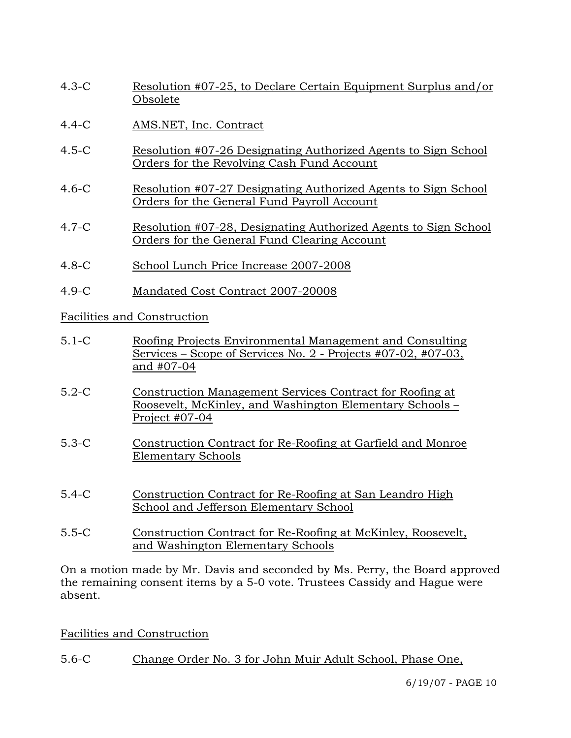4.3-C Resolution #07-25, to Declare Certain Equipment Surplus and/or Obsolete

4.4-C AMS.NET, Inc. Contract

4.5-C Resolution #07-26 Designating Authorized Agents to Sign School Orders for the Revolving Cash Fund Account

4.6-C Resolution #07-27 Designating Authorized Agents to Sign School Orders for the General Fund Payroll Account

4.7-C Resolution #07-28, Designating Authorized Agents to Sign School Orders for the General Fund Clearing Account

4.8-C School Lunch Price Increase 2007-2008

4.9-C Mandated Cost Contract 2007-20008

Facilities and Construction

5.1-C Roofing Projects Environmental Management and Consulting Services – Scope of Services No. 2 - Projects #07-02, #07-03, and #07-04

5.2-C Construction Management Services Contract for Roofing at Roosevelt, McKinley, and Washington Elementary Schools – Project #07-04

5.3-C Construction Contract for Re-Roofing at Garfield and Monroe Elementary Schools

5.4-C Construction Contract for Re-Roofing at San Leandro High School and Jefferson Elementary School

5.5-C Construction Contract for Re-Roofing at McKinley, Roosevelt, and Washington Elementary Schools

On a motion made by Mr. Davis and seconded by Ms. Perry, the Board approved the remaining consent items by a 5-0 vote. Trustees Cassidy and Hague were absent.

Facilities and Construction

5.6-C Change Order No. 3 for John Muir Adult School, Phase One,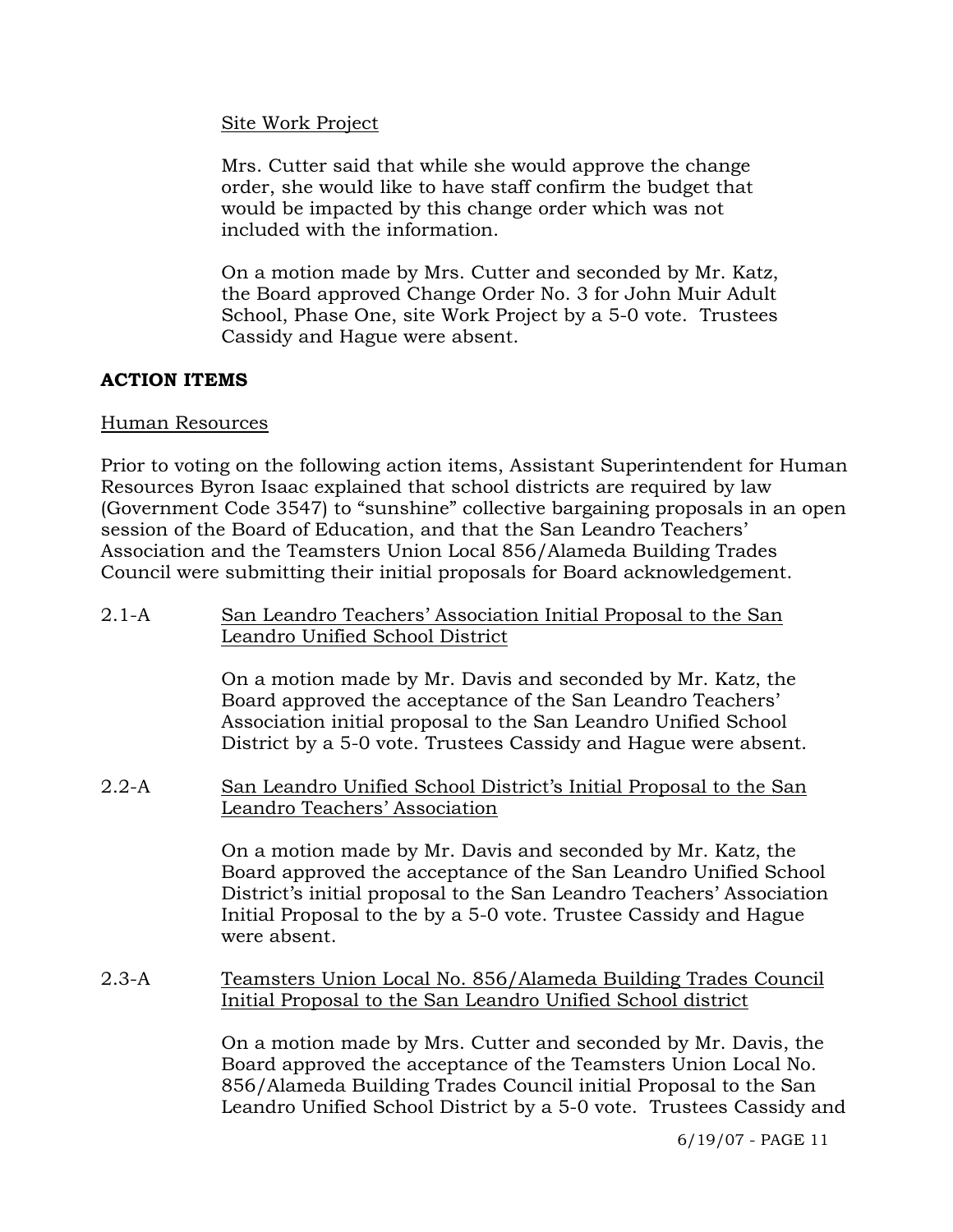Site Work Project

Mrs. Cutter said that while she would approve the change order, she would like to have staff confirm the budget that would be impacted by this change order which was not included with the information.

On a motion made by Mrs. Cutter and seconded by Mr. Katz, the Board approved Change Order No. 3 for John Muir Adult School, Phase One, site Work Project by a 5-0 vote. Trustees Cassidy and Hague were absent.

**ACTION ITEMS**

Human Resources

Prior to voting on the following action items, Assistant Superintendent for Human Resources Byron Isaac explained that school districts are required by law (Government Code 3547) to "sunshine" collective bargaining proposals in an open session of the Board of Education, and that the San Leandro Teachers' Association and the Teamsters Union Local 856/Alameda Building Trades Council were submitting their initial proposals for Board acknowledgement.

2.1-A San Leandro Teachers' Association Initial Proposal to the San Leandro Unified School District

On a motion made by Mr. Davis and seconded by Mr. Katz, the Board approved the acceptance of the San Leandro Teachers' Association initial proposal to the San Leandro Unified School District by a 5-0 vote. Trustees Cassidy and Hague were absent.

2.2-A San Leandro Unified School District's Initial Proposal to the San Leandro Teachers' Association

On a motion made by Mr. Davis and seconded by Mr. Katz, the Board approved the acceptance of the San Leandro Unified School District's initial proposal to the San Leandro Teachers' Association Initial Proposal to the by a 5-0 vote. Trustee Cassidy and Hague were absent.

2.3-A Teamsters Union Local No. 856/Alameda Building Trades Council Initial Proposal to the San Leandro Unified School district

On a motion made by Mrs. Cutter and seconded by Mr. Davis, the Board approved the acceptance of the Teamsters Union Local No. 856/Alameda Building Trades Council initial Proposal to the San Leandro Unified School District by a 5-0 vote. Trustees Cassidy and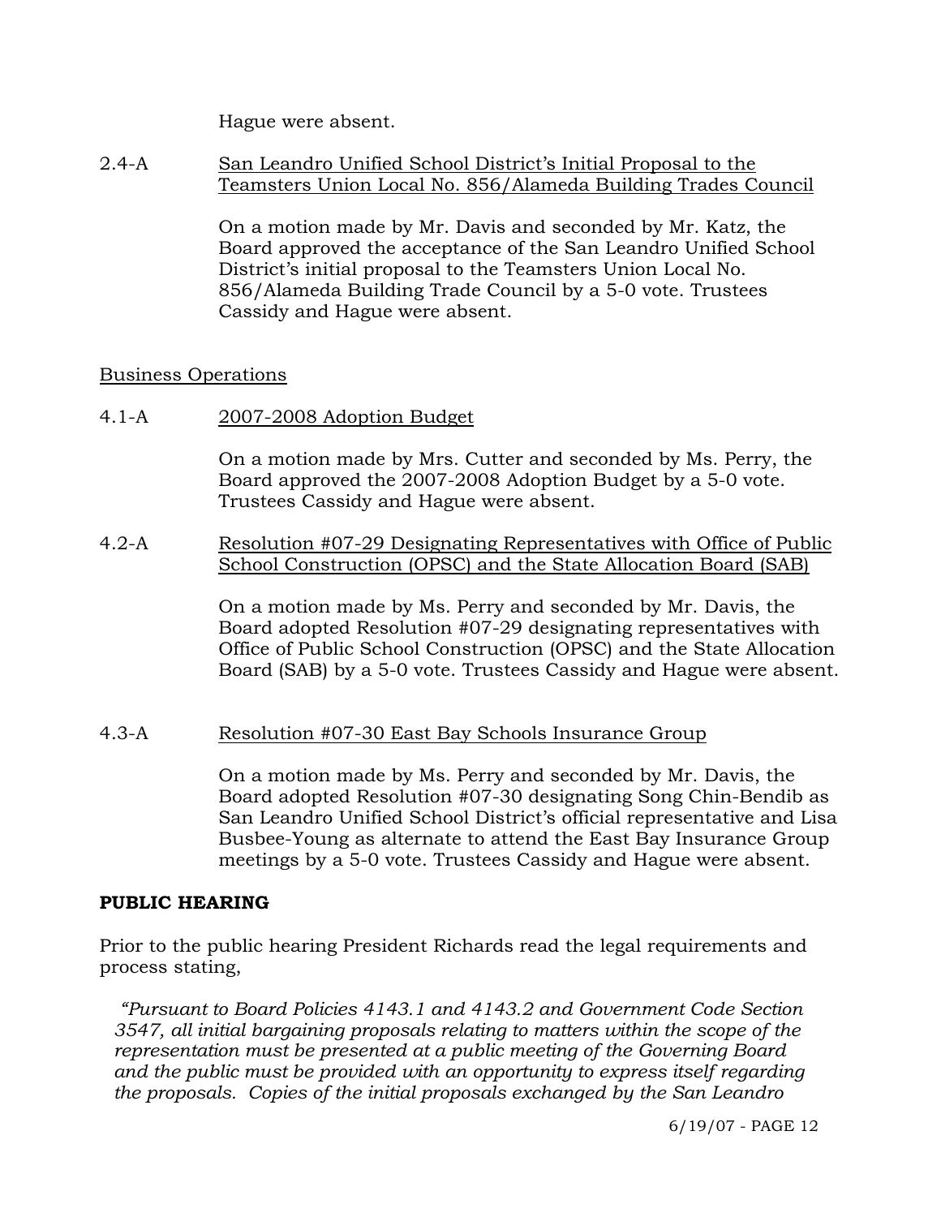Hague were absent.

2.4-A San Leandro Unified School District's Initial Proposal to the Teamsters Union Local No. 856/Alameda Building Trades Council

On a motion made by Mr. Davis and seconded by Mr. Katz, the Board approved the acceptance of the San Leandro Unified School District's initial proposal to the Teamsters Union Local No. 856/Alameda Building Trade Council by a 5-0 vote. Trustees Cassidy and Hague were absent.

Business Operations

4.1-A 2007-2008 Adoption Budget

On a motion made by Mrs. Cutter and seconded by Ms. Perry, the Board approved the 2007-2008 Adoption Budget by a 5-0 vote. Trustees Cassidy and Hague were absent.

4.2-A Resolution #07-29 Designating Representatives with Office of Public School Construction (OPSC) and the State Allocation Board (SAB)

On a motion made by Ms. Perry and seconded by Mr. Davis, the Board adopted Resolution #07-29 designating representatives with Office of Public School Construction (OPSC) and the State Allocation Board (SAB) by a 5-0 vote. Trustees Cassidy and Hague were absent.

4.3-A Resolution #07-30 East Bay Schools Insurance Group

On a motion made by Ms. Perry and seconded by Mr. Davis, the Board adopted Resolution #07-30 designating Song Chin-Bendib as San Leandro Unified School District's official representative and Lisa Busbee-Young as alternate to attend the East Bay Insurance Group meetings by a 5-0 vote. Trustees Cassidy and Hague were absent.

**PUBLIC HEARING**

Prior to the public hearing President Richards read the legal requirements and process stating,

*"Pursuant to Board Policies 4143.1 and 4143.2 and Government Code Section 3547, all initial bargaining proposals relating to matters within the scope of the representation must be presented at a public meeting of the Governing Board and the public must be provided with an opportunity to express itself regarding the proposals. Copies of the initial proposals exchanged by the San Leandro*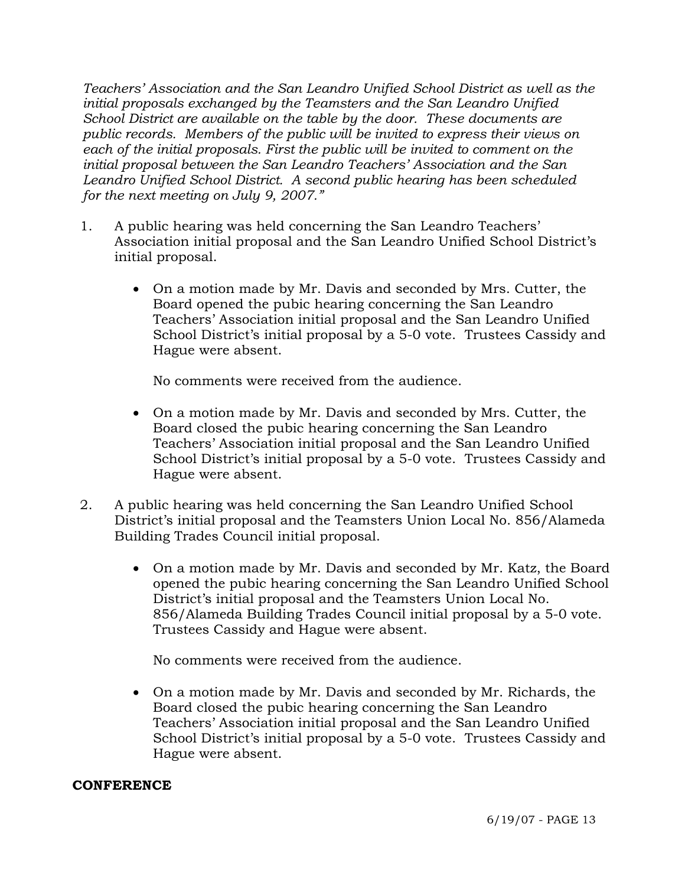*Teachers' Association and the San Leandro Unified School District as well as the initial proposals exchanged by the Teamsters and the San Leandro Unified School District are available on the table by the door. These documents are public records. Members of the public will be invited to express their views on each of the initial proposals. First the public will be invited to comment on the initial proposal between the San Leandro Teachers' Association and the San Leandro Unified School District. A second public hearing has been scheduled for the next meeting on July 9, 2007."*

1. A public hearing was held concerning the San Leandro Teachers' Association initial proposal and the San Leandro Unified School District's initial proposal.

   - On a motion made by Mr. Davis and seconded by Mrs. Cutter, the Board opened the pubic hearing concerning the San Leandro Teachers' Association initial proposal and the San Leandro Unified School District's initial proposal by a 5-0 vote. Trustees Cassidy and Hague were absent.

     No comments were received from the audience.

   - On a motion made by Mr. Davis and seconded by Mrs. Cutter, the Board closed the pubic hearing concerning the San Leandro Teachers' Association initial proposal and the San Leandro Unified School District's initial proposal by a 5-0 vote. Trustees Cassidy and Hague were absent.

2. A public hearing was held concerning the San Leandro Unified School District's initial proposal and the Teamsters Union Local No. 856/Alameda Building Trades Council initial proposal.

   - On a motion made by Mr. Davis and seconded by Mr. Katz, the Board opened the pubic hearing concerning the San Leandro Unified School District's initial proposal and the Teamsters Union Local No. 856/Alameda Building Trades Council initial proposal by a 5-0 vote. Trustees Cassidy and Hague were absent.

     No comments were received from the audience.

   - On a motion made by Mr. Davis and seconded by Mr. Richards, the Board closed the pubic hearing concerning the San Leandro Teachers' Association initial proposal and the San Leandro Unified School District's initial proposal by a 5-0 vote. Trustees Cassidy and Hague were absent.

**CONFERENCE**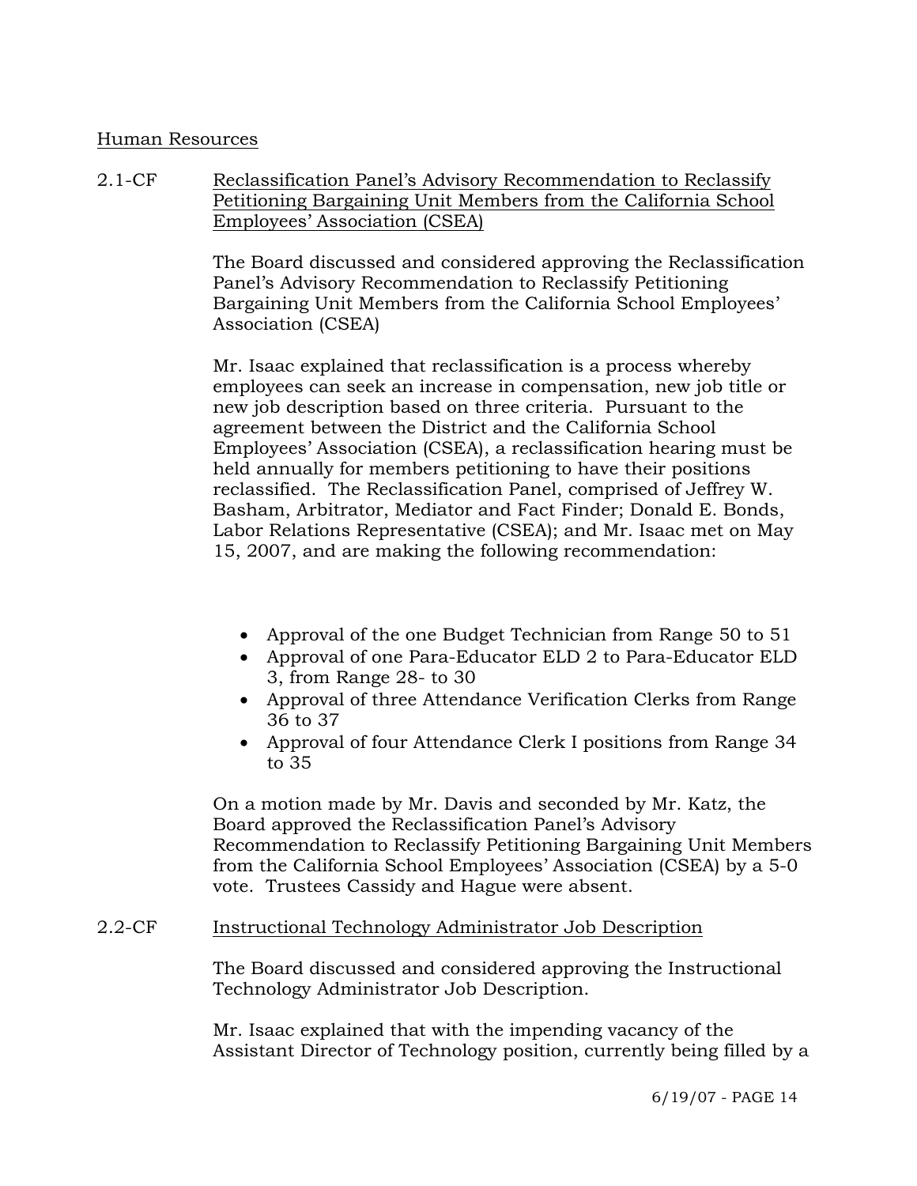Human Resources

2.1-CF Reclassification Panel's Advisory Recommendation to Reclassify Petitioning Bargaining Unit Members from the California School Employees' Association (CSEA)

The Board discussed and considered approving the Reclassification Panel's Advisory Recommendation to Reclassify Petitioning Bargaining Unit Members from the California School Employees' Association (CSEA)

Mr. Isaac explained that reclassification is a process whereby employees can seek an increase in compensation, new job title or new job description based on three criteria. Pursuant to the agreement between the District and the California School Employees' Association (CSEA), a reclassification hearing must be held annually for members petitioning to have their positions reclassified. The Reclassification Panel, comprised of Jeffrey W. Basham, Arbitrator, Mediator and Fact Finder; Donald E. Bonds, Labor Relations Representative (CSEA); and Mr. Isaac met on May 15, 2007, and are making the following recommendation:

- Approval of the one Budget Technician from Range 50 to 51
- Approval of one Para-Educator ELD 2 to Para-Educator ELD 3, from Range 28- to 30
- Approval of three Attendance Verification Clerks from Range 36 to 37
- Approval of four Attendance Clerk I positions from Range 34 to 35

On a motion made by Mr. Davis and seconded by Mr. Katz, the Board approved the Reclassification Panel's Advisory Recommendation to Reclassify Petitioning Bargaining Unit Members from the California School Employees' Association (CSEA) by a 5-0 vote. Trustees Cassidy and Hague were absent.

2.2-CF Instructional Technology Administrator Job Description

The Board discussed and considered approving the Instructional Technology Administrator Job Description.

Mr. Isaac explained that with the impending vacancy of the Assistant Director of Technology position, currently being filled by a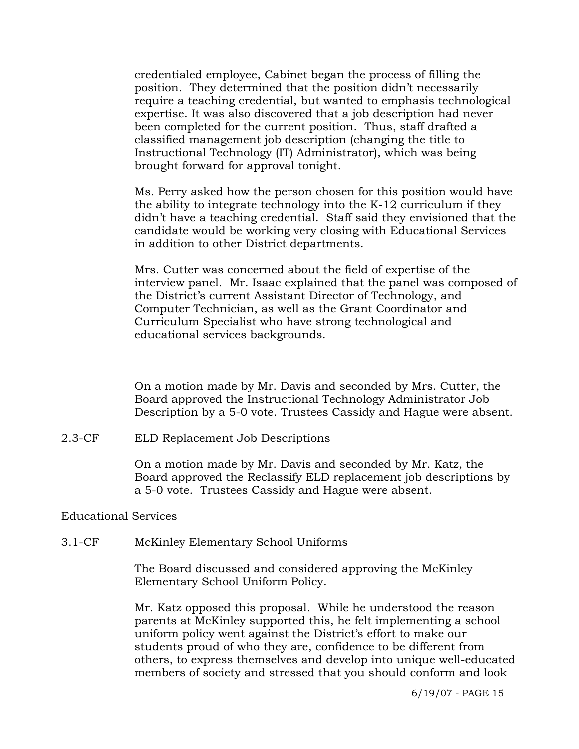credentialed employee, Cabinet began the process of filling the position. They determined that the position didn't necessarily require a teaching credential, but wanted to emphasis technological expertise. It was also discovered that a job description had never been completed for the current position. Thus, staff drafted a classified management job description (changing the title to Instructional Technology (IT) Administrator), which was being brought forward for approval tonight.

Ms. Perry asked how the person chosen for this position would have the ability to integrate technology into the K-12 curriculum if they didn't have a teaching credential. Staff said they envisioned that the candidate would be working very closing with Educational Services in addition to other District departments.

Mrs. Cutter was concerned about the field of expertise of the interview panel. Mr. Isaac explained that the panel was composed of the District's current Assistant Director of Technology, and Computer Technician, as well as the Grant Coordinator and Curriculum Specialist who have strong technological and educational services backgrounds.

On a motion made by Mr. Davis and seconded by Mrs. Cutter, the Board approved the Instructional Technology Administrator Job Description by a 5-0 vote. Trustees Cassidy and Hague were absent.

2.3-CF <u>ELD Replacement Job Descriptions</u>

On a motion made by Mr. Davis and seconded by Mr. Katz, the Board approved the Reclassify ELD replacement job descriptions by a 5-0 vote. Trustees Cassidy and Hague were absent.

<u>Educational Services</u>

3.1-CF <u>McKinley Elementary School Uniforms</u>

The Board discussed and considered approving the McKinley Elementary School Uniform Policy.

Mr. Katz opposed this proposal. While he understood the reason parents at McKinley supported this, he felt implementing a school uniform policy went against the District's effort to make our students proud of who they are, confidence to be different from others, to express themselves and develop into unique well-educated members of society and stressed that you should conform and look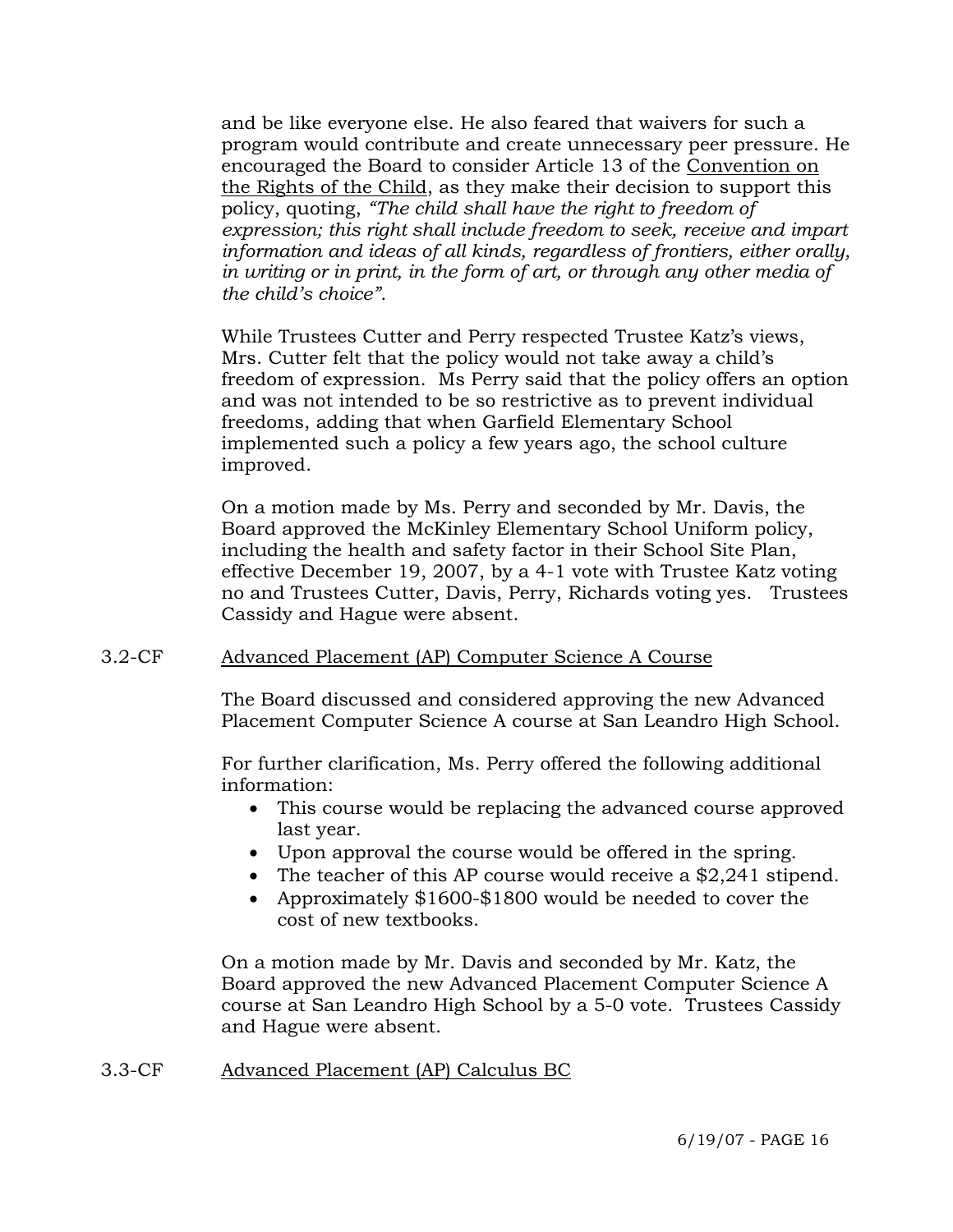and be like everyone else. He also feared that waivers for such a program would contribute and create unnecessary peer pressure. He encouraged the Board to consider Article 13 of the Convention on the Rights of the Child, as they make their decision to support this policy, quoting, *"The child shall have the right to freedom of expression; this right shall include freedom to seek, receive and impart information and ideas of all kinds, regardless of frontiers, either orally, in writing or in print, in the form of art, or through any other media of the child's choice"*.

While Trustees Cutter and Perry respected Trustee Katz's views, Mrs. Cutter felt that the policy would not take away a child's freedom of expression. Ms Perry said that the policy offers an option and was not intended to be so restrictive as to prevent individual freedoms, adding that when Garfield Elementary School implemented such a policy a few years ago, the school culture improved.

On a motion made by Ms. Perry and seconded by Mr. Davis, the Board approved the McKinley Elementary School Uniform policy, including the health and safety factor in their School Site Plan, effective December 19, 2007, by a 4-1 vote with Trustee Katz voting no and Trustees Cutter, Davis, Perry, Richards voting yes. Trustees Cassidy and Hague were absent.

3.2-CF Advanced Placement (AP) Computer Science A Course

The Board discussed and considered approving the new Advanced Placement Computer Science A course at San Leandro High School.

For further clarification, Ms. Perry offered the following additional information:

- This course would be replacing the advanced course approved last year.
- Upon approval the course would be offered in the spring.
- The teacher of this AP course would receive a $2,241 stipend.
- Approximately $1600-$1800 would be needed to cover the cost of new textbooks.

On a motion made by Mr. Davis and seconded by Mr. Katz, the Board approved the new Advanced Placement Computer Science A course at San Leandro High School by a 5-0 vote. Trustees Cassidy and Hague were absent.

3.3-CF Advanced Placement (AP) Calculus BC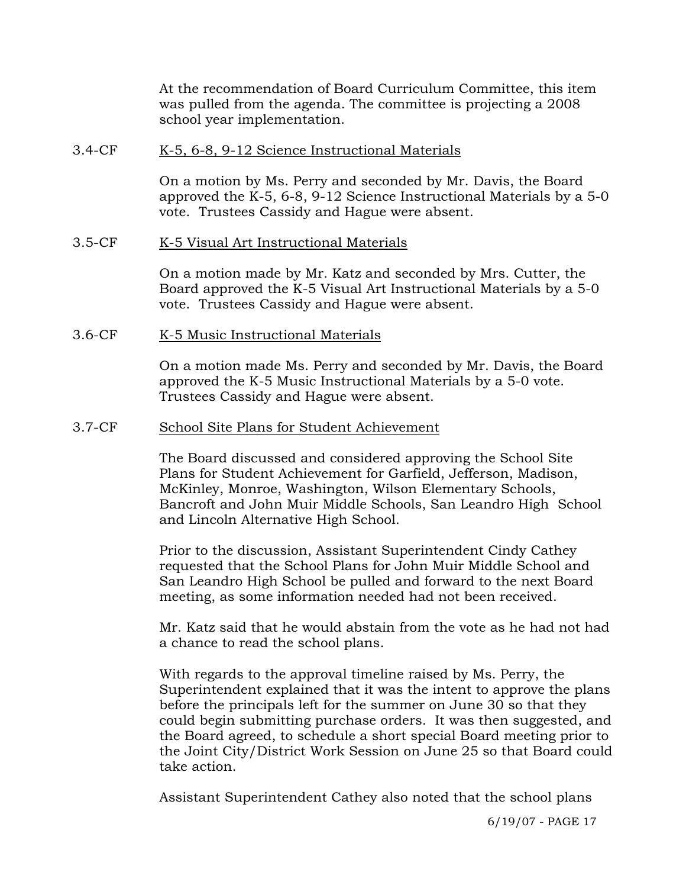At the recommendation of Board Curriculum Committee, this item was pulled from the agenda. The committee is projecting a 2008 school year implementation.

3.4-CF <u>K-5, 6-8, 9-12 Science Instructional Materials</u>

On a motion by Ms. Perry and seconded by Mr. Davis, the Board approved the K-5, 6-8, 9-12 Science Instructional Materials by a 5-0 vote. Trustees Cassidy and Hague were absent.

3.5-CF <u>K-5 Visual Art Instructional Materials</u>

On a motion made by Mr. Katz and seconded by Mrs. Cutter, the Board approved the K-5 Visual Art Instructional Materials by a 5-0 vote. Trustees Cassidy and Hague were absent.

3.6-CF <u>K-5 Music Instructional Materials</u>

On a motion made Ms. Perry and seconded by Mr. Davis, the Board approved the K-5 Music Instructional Materials by a 5-0 vote. Trustees Cassidy and Hague were absent.

3.7-CF <u>School Site Plans for Student Achievement</u>

The Board discussed and considered approving the School Site Plans for Student Achievement for Garfield, Jefferson, Madison, McKinley, Monroe, Washington, Wilson Elementary Schools, Bancroft and John Muir Middle Schools, San Leandro High School and Lincoln Alternative High School.

Prior to the discussion, Assistant Superintendent Cindy Cathey requested that the School Plans for John Muir Middle School and San Leandro High School be pulled and forward to the next Board meeting, as some information needed had not been received.

Mr. Katz said that he would abstain from the vote as he had not had a chance to read the school plans.

With regards to the approval timeline raised by Ms. Perry, the Superintendent explained that it was the intent to approve the plans before the principals left for the summer on June 30 so that they could begin submitting purchase orders. It was then suggested, and the Board agreed, to schedule a short special Board meeting prior to the Joint City/District Work Session on June 25 so that Board could take action.

Assistant Superintendent Cathey also noted that the school plans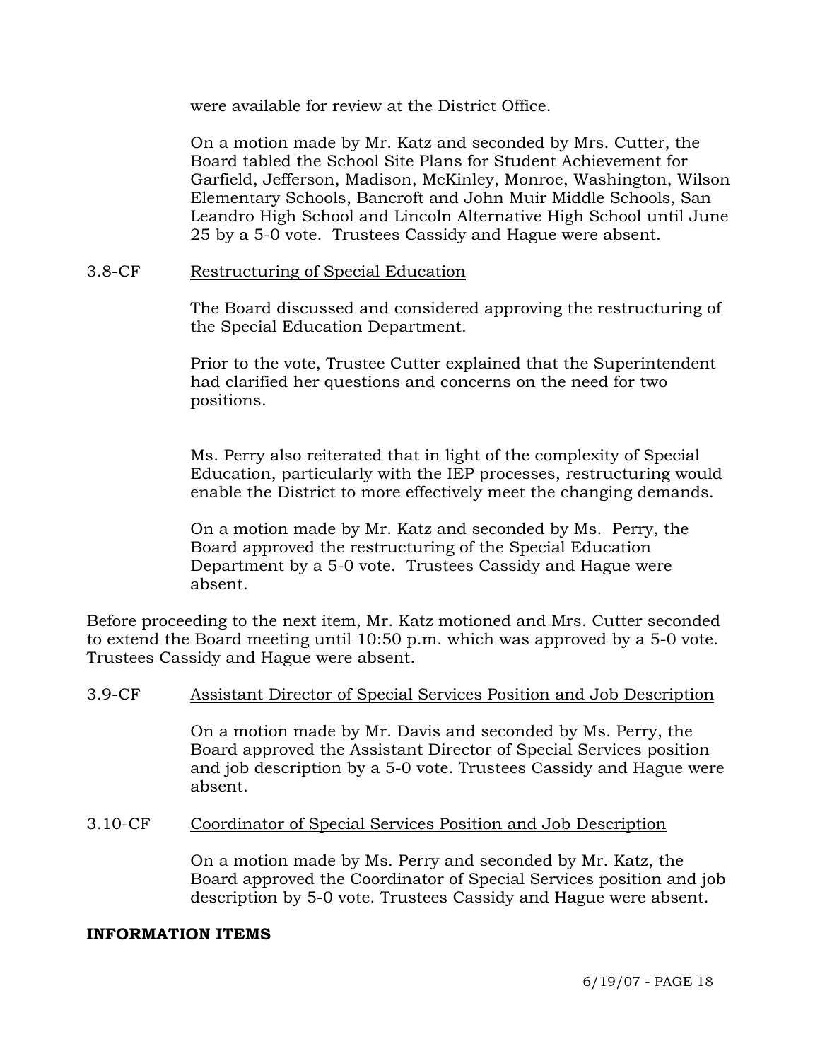were available for review at the District Office.

On a motion made by Mr. Katz and seconded by Mrs. Cutter, the Board tabled the School Site Plans for Student Achievement for Garfield, Jefferson, Madison, McKinley, Monroe, Washington, Wilson Elementary Schools, Bancroft and John Muir Middle Schools, San Leandro High School and Lincoln Alternative High School until June 25 by a 5-0 vote. Trustees Cassidy and Hague were absent.

3.8-CF Restructuring of Special Education

The Board discussed and considered approving the restructuring of the Special Education Department.

Prior to the vote, Trustee Cutter explained that the Superintendent had clarified her questions and concerns on the need for two positions.

Ms. Perry also reiterated that in light of the complexity of Special Education, particularly with the IEP processes, restructuring would enable the District to more effectively meet the changing demands.

On a motion made by Mr. Katz and seconded by Ms. Perry, the Board approved the restructuring of the Special Education Department by a 5-0 vote. Trustees Cassidy and Hague were absent.

Before proceeding to the next item, Mr. Katz motioned and Mrs. Cutter seconded to extend the Board meeting until 10:50 p.m. which was approved by a 5-0 vote. Trustees Cassidy and Hague were absent.

3.9-CF Assistant Director of Special Services Position and Job Description

On a motion made by Mr. Davis and seconded by Ms. Perry, the Board approved the Assistant Director of Special Services position and job description by a 5-0 vote. Trustees Cassidy and Hague were absent.

3.10-CF Coordinator of Special Services Position and Job Description

On a motion made by Ms. Perry and seconded by Mr. Katz, the Board approved the Coordinator of Special Services position and job description by 5-0 vote. Trustees Cassidy and Hague were absent.

**INFORMATION ITEMS**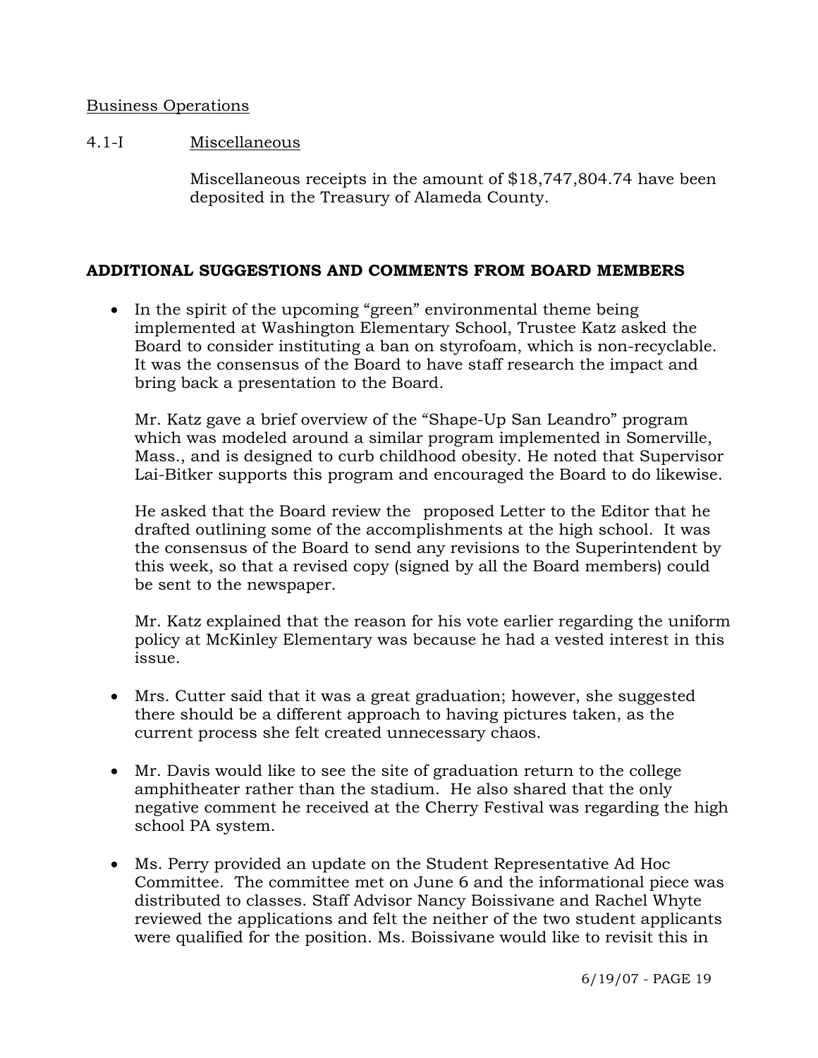Business Operations

4.1-I Miscellaneous

Miscellaneous receipts in the amount of $18,747,804.74 have been deposited in the Treasury of Alameda County.

**ADDITIONAL SUGGESTIONS AND COMMENTS FROM BOARD MEMBERS**

- In the spirit of the upcoming "green" environmental theme being implemented at Washington Elementary School, Trustee Katz asked the Board to consider instituting a ban on styrofoam, which is non-recyclable. It was the consensus of the Board to have staff research the impact and bring back a presentation to the Board.

  Mr. Katz gave a brief overview of the "Shape-Up San Leandro" program which was modeled around a similar program implemented in Somerville, Mass., and is designed to curb childhood obesity. He noted that Supervisor Lai-Bitker supports this program and encouraged the Board to do likewise.

  He asked that the Board review the proposed Letter to the Editor that he drafted outlining some of the accomplishments at the high school. It was the consensus of the Board to send any revisions to the Superintendent by this week, so that a revised copy (signed by all the Board members) could be sent to the newspaper.

  Mr. Katz explained that the reason for his vote earlier regarding the uniform policy at McKinley Elementary was because he had a vested interest in this issue.

- Mrs. Cutter said that it was a great graduation; however, she suggested there should be a different approach to having pictures taken, as the current process she felt created unnecessary chaos.

- Mr. Davis would like to see the site of graduation return to the college amphitheater rather than the stadium. He also shared that the only negative comment he received at the Cherry Festival was regarding the high school PA system.

- Ms. Perry provided an update on the Student Representative Ad Hoc Committee. The committee met on June 6 and the informational piece was distributed to classes. Staff Advisor Nancy Boissivane and Rachel Whyte reviewed the applications and felt the neither of the two student applicants were qualified for the position. Ms. Boissivane would like to revisit this in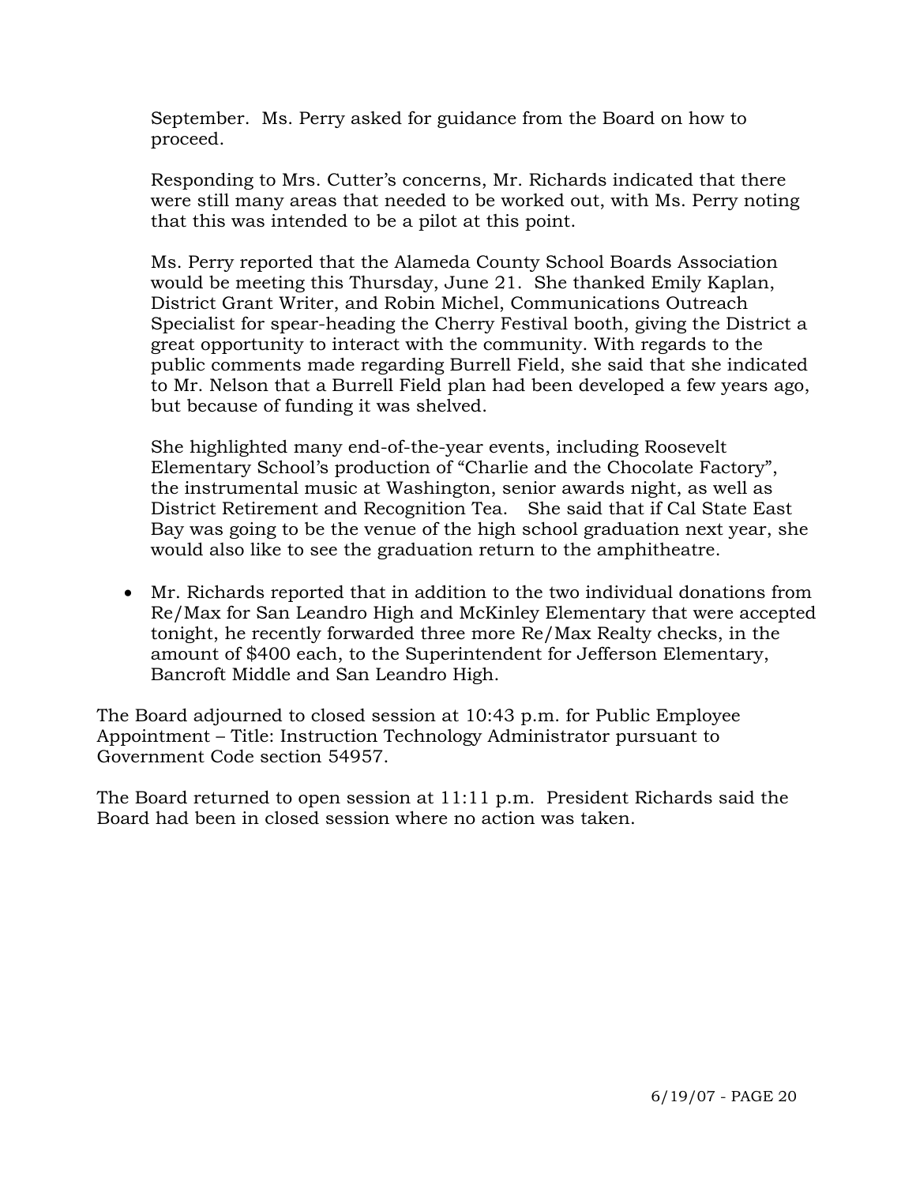September. Ms. Perry asked for guidance from the Board on how to proceed.

Responding to Mrs. Cutter's concerns, Mr. Richards indicated that there were still many areas that needed to be worked out, with Ms. Perry noting that this was intended to be a pilot at this point.

Ms. Perry reported that the Alameda County School Boards Association would be meeting this Thursday, June 21. She thanked Emily Kaplan, District Grant Writer, and Robin Michel, Communications Outreach Specialist for spear-heading the Cherry Festival booth, giving the District a great opportunity to interact with the community. With regards to the public comments made regarding Burrell Field, she said that she indicated to Mr. Nelson that a Burrell Field plan had been developed a few years ago, but because of funding it was shelved.

She highlighted many end-of-the-year events, including Roosevelt Elementary School's production of "Charlie and the Chocolate Factory", the instrumental music at Washington, senior awards night, as well as District Retirement and Recognition Tea. She said that if Cal State East Bay was going to be the venue of the high school graduation next year, she would also like to see the graduation return to the amphitheatre.

- Mr. Richards reported that in addition to the two individual donations from Re/Max for San Leandro High and McKinley Elementary that were accepted tonight, he recently forwarded three more Re/Max Realty checks, in the amount of $400 each, to the Superintendent for Jefferson Elementary, Bancroft Middle and San Leandro High.

The Board adjourned to closed session at 10:43 p.m. for Public Employee Appointment – Title: Instruction Technology Administrator pursuant to Government Code section 54957.

The Board returned to open session at 11:11 p.m. President Richards said the Board had been in closed session where no action was taken.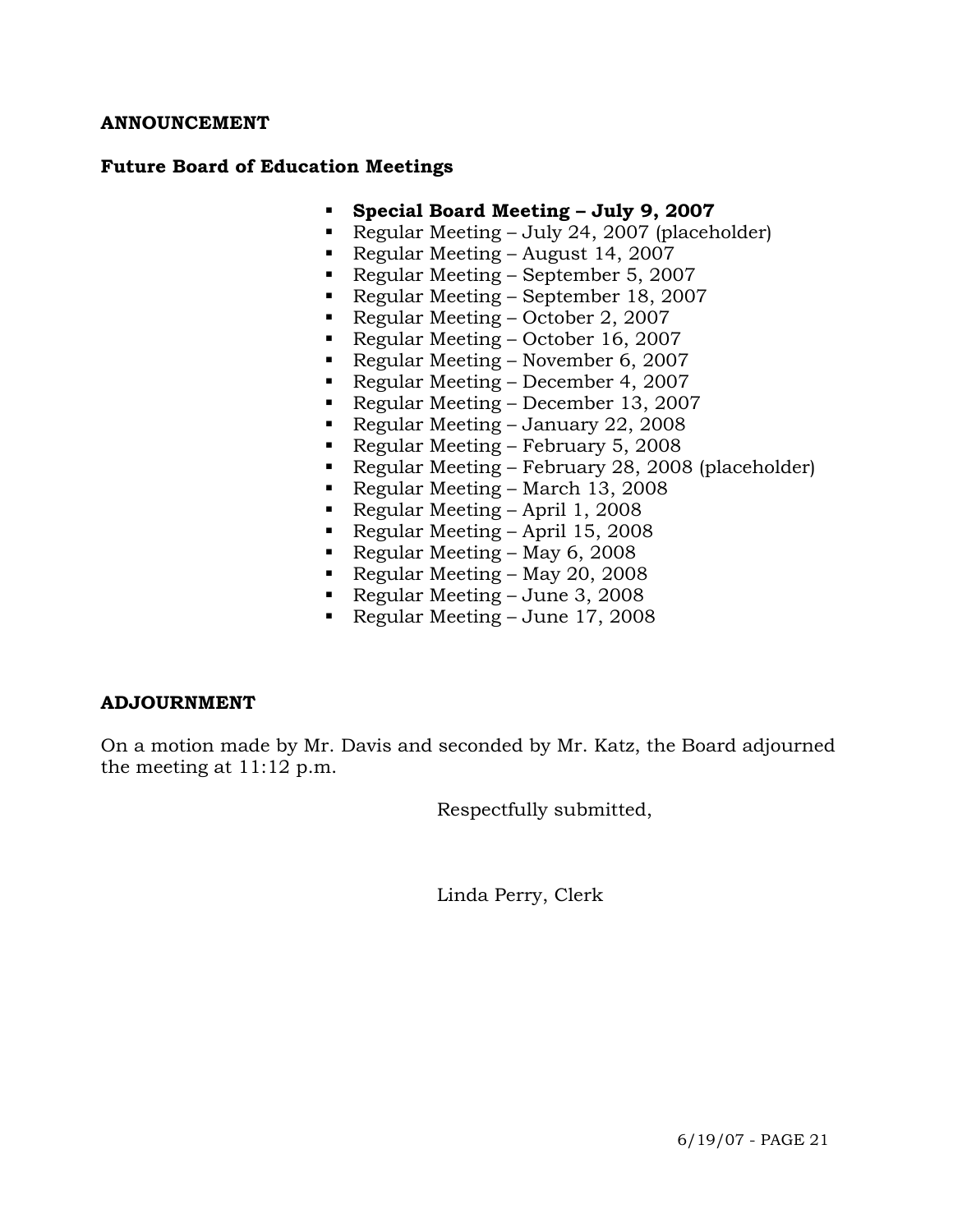**ANNOUNCEMENT**

**Future Board of Education Meetings**

- **Special Board Meeting – July 9, 2007**
- Regular Meeting – July 24, 2007 (placeholder)
- Regular Meeting – August 14, 2007
- Regular Meeting – September 5, 2007
- Regular Meeting – September 18, 2007
- Regular Meeting – October 2, 2007
- Regular Meeting – October 16, 2007
- Regular Meeting – November 6, 2007
- Regular Meeting – December 4, 2007
- Regular Meeting – December 13, 2007
- Regular Meeting – January 22, 2008
- Regular Meeting – February 5, 2008
- Regular Meeting – February 28, 2008 (placeholder)
- Regular Meeting – March 13, 2008
- Regular Meeting – April 1, 2008
- Regular Meeting – April 15, 2008
- Regular Meeting – May 6, 2008
- Regular Meeting – May 20, 2008
- Regular Meeting – June 3, 2008
- Regular Meeting – June 17, 2008

**ADJOURNMENT**

On a motion made by Mr. Davis and seconded by Mr. Katz, the Board adjourned the meeting at 11:12 p.m.

Respectfully submitted,

Linda Perry, Clerk